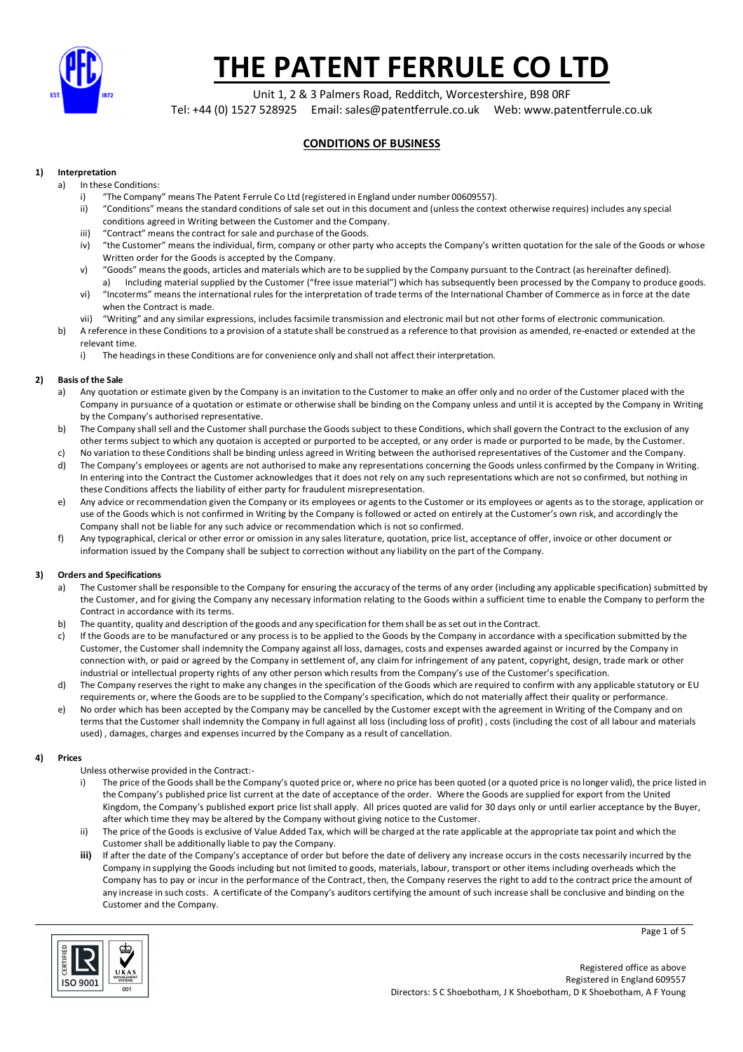# THE PATENT FERRULE CO LTD

Unit 1, 2 & 3 Palmers Road, Redditch, Worcestershire, B98 0RF

Tel: +44 (0) 1527 528925  Email: sales@patentferrule.co.uk  Web: www.patentferrule.co.uk

## CONDITIONS OF BUSINESS

### 1) Interpretation

a) In these Conditions:

i) "The Company" means The Patent Ferrule Co Ltd (registered in England under number 00609557).

ii) "Conditions" means the standard conditions of sale set out in this document and (unless the context otherwise requires) includes any special conditions agreed in Writing between the Customer and the Company.

iii) "Contract" means the contract for sale and purchase of the Goods.

iv) "the Customer" means the individual, firm, company or other party who accepts the Company's written quotation for the sale of the Goods or whose Written order for the Goods is accepted by the Company.

v) "Goods" means the goods, articles and materials which are to be supplied by the Company pursuant to the Contract (as hereinafter defined).

a) Including material supplied by the Customer ("free issue material") which has subsequently been processed by the Company to produce goods.

vi) "Incoterms" means the international rules for the interpretation of trade terms of the International Chamber of Commerce as in force at the date when the Contract is made.

vii) "Writing" and any similar expressions, includes facsimile transmission and electronic mail but not other forms of electronic communication.

b) A reference in these Conditions to a provision of a statute shall be construed as a reference to that provision as amended, re-enacted or extended at the relevant time.

i) The headings in these Conditions are for convenience only and shall not affect their interpretation.

### 2) Basis of the Sale

a) Any quotation or estimate given by the Company is an invitation to the Customer to make an offer only and no order of the Customer placed with the Company in pursuance of a quotation or estimate or otherwise shall be binding on the Company unless and until it is accepted by the Company in Writing by the Company's authorised representative.

b) The Company shall sell and the Customer shall purchase the Goods subject to these Conditions, which shall govern the Contract to the exclusion of any other terms subject to which any quotaion is accepted or purported to be accepted, or any order is made or purported to be made, by the Customer.

c) No variation to these Conditions shall be binding unless agreed in Writing between the authorised representatives of the Customer and the Company.

d) The Company's employees or agents are not authorised to make any representations concerning the Goods unless confirmed by the Company in Writing. In entering into the Contract the Customer acknowledges that it does not rely on any such representations which are not so confirmed, but nothing in these Conditions affects the liability of either party for fraudulent misrepresentation.

e) Any advice or recommendation given the Company or its employees or agents to the Customer or its employees or agents as to the storage, application or use of the Goods which is not confirmed in Writing by the Company is followed or acted on entirely at the Customer's own risk, and accordingly the Company shall not be liable for any such advice or recommendation which is not so confirmed.

f) Any typographical, clerical or other error or omission in any sales literature, quotation, price list, acceptance of offer, invoice or other document or information issued by the Company shall be subject to correction without any liability on the part of the Company.

### 3) Orders and Specifications

a) The Customer shall be responsible to the Company for ensuring the accuracy of the terms of any order (including any applicable specification) submitted by the Customer, and for giving the Company any necessary information relating to the Goods within a sufficient time to enable the Company to perform the Contract in accordance with its terms.

b) The quantity, quality and description of the goods and any specification for them shall be as set out in the Contract.

c) If the Goods are to be manufactured or any process is to be applied to the Goods by the Company in accordance with a specification submitted by the Customer, the Customer shall indemnity the Company against all loss, damages, costs and expenses awarded against or incurred by the Company in connection with, or paid or agreed by the Company in settlement of, any claim for infringement of any patent, copyright, design, trade mark or other industrial or intellectual property rights of any other person which results from the Company's use of the Customer's specification.

d) The Company reserves the right to make any changes in the specification of the Goods which are required to confirm with any applicable statutory or EU requirements or, where the Goods are to be supplied to the Company's specification, which do not materially affect their quality or performance.

e) No order which has been accepted by the Company may be cancelled by the Customer except with the agreement in Writing of the Company and on terms that the Customer shall indemnity the Company in full against all loss (including loss of profit) , costs (including the cost of all labour and materials used) , damages, charges and expenses incurred by the Company as a result of cancellation.

### 4) Prices

Unless otherwise provided in the Contract:-

i) The price of the Goods shall be the Company's quoted price or, where no price has been quoted (or a quoted price is no longer valid), the price listed in the Company's published price list current at the date of acceptance of the order. Where the Goods are supplied for export from the United Kingdom, the Company's published export price list shall apply. All prices quoted are valid for 30 days only or until earlier acceptance by the Buyer, after which time they may be altered by the Company without giving notice to the Customer.

ii) The price of the Goods is exclusive of Value Added Tax, which will be charged at the rate applicable at the appropriate tax point and which the Customer shall be additionally liable to pay the Company.

**iii)** If after the date of the Company's acceptance of order but before the date of delivery any increase occurs in the costs necessarily incurred by the Company in supplying the Goods including but not limited to goods, materials, labour, transport or other items including overheads which the Company has to pay or incur in the performance of the Contract, then, the Company reserves the right to add to the contract price the amount of any increase in such costs. A certificate of the Company's auditors certifying the amount of such increase shall be conclusive and binding on the Customer and the Company.

Registered office as above
Registered in England 609557
Directors: S C Shoebotham, J K Shoebotham, D K Shoebotham, A F Young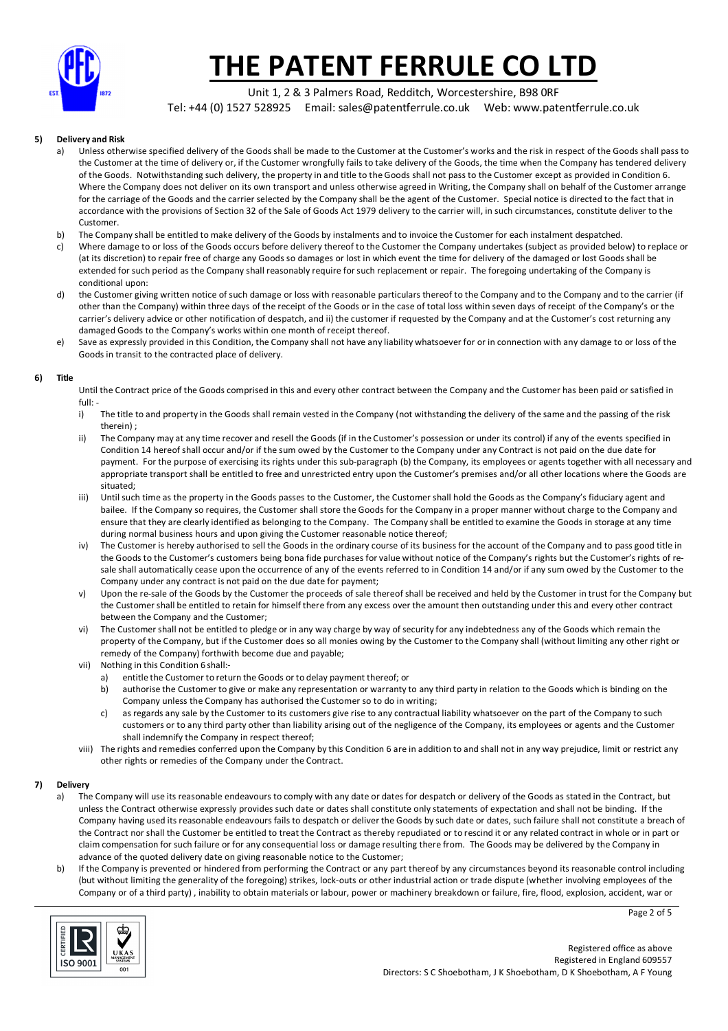**5) Delivery and Risk**

a) Unless otherwise specified delivery of the Goods shall be made to the Customer at the Customer's works and the risk in respect of the Goods shall pass to the Customer at the time of delivery or, if the Customer wrongfully fails to take delivery of the Goods, the time when the Company has tendered delivery of the Goods. Notwithstanding such delivery, the property in and title to the Goods shall not pass to the Customer except as provided in Condition 6. Where the Company does not deliver on its own transport and unless otherwise agreed in Writing, the Company shall on behalf of the Customer arrange for the carriage of the Goods and the carrier selected by the Company shall be the agent of the Customer. Special notice is directed to the fact that in accordance with the provisions of Section 32 of the Sale of Goods Act 1979 delivery to the carrier will, in such circumstances, constitute deliver to the Customer.

b) The Company shall be entitled to make delivery of the Goods by instalments and to invoice the Customer for each instalment despatched.

c) Where damage to or loss of the Goods occurs before delivery thereof to the Customer the Company undertakes (subject as provided below) to replace or (at its discretion) to repair free of charge any Goods so damages or lost in which event the time for delivery of the damaged or lost Goods shall be extended for such period as the Company shall reasonably require for such replacement or repair. The foregoing undertaking of the Company is conditional upon:

d) the Customer giving written notice of such damage or loss with reasonable particulars thereof to the Company and to the Company and to the carrier (if other than the Company) within three days of the receipt of the Goods or in the case of total loss within seven days of receipt of the Company's or the carrier's delivery advice or other notification of despatch, and ii) the customer if requested by the Company and at the Customer's cost returning any damaged Goods to the Company's works within one month of receipt thereof.

e) Save as expressly provided in this Condition, the Company shall not have any liability whatsoever for or in connection with any damage to or loss of the Goods in transit to the contracted place of delivery.

**6) Title**

Until the Contract price of the Goods comprised in this and every other contract between the Company and the Customer has been paid or satisfied in full: -

i) The title to and property in the Goods shall remain vested in the Company (not withstanding the delivery of the same and the passing of the risk therein) ;

ii) The Company may at any time recover and resell the Goods (if in the Customer's possession or under its control) if any of the events specified in Condition 14 hereof shall occur and/or if the sum owed by the Customer to the Company under any Contract is not paid on the due date for payment. For the purpose of exercising its rights under this sub-paragraph (b) the Company, its employees or agents together with all necessary and appropriate transport shall be entitled to free and unrestricted entry upon the Customer's premises and/or all other locations where the Goods are situated;

iii) Until such time as the property in the Goods passes to the Customer, the Customer shall hold the Goods as the Company's fiduciary agent and bailee. If the Company so requires, the Customer shall store the Goods for the Company in a proper manner without charge to the Company and ensure that they are clearly identified as belonging to the Company. The Company shall be entitled to examine the Goods in storage at any time during normal business hours and upon giving the Customer reasonable notice thereof;

iv) The Customer is hereby authorised to sell the Goods in the ordinary course of its business for the account of the Company and to pass good title in the Goods to the Customer's customers being bona fide purchases for value without notice of the Company's rights but the Customer's rights of re-sale shall automatically cease upon the occurrence of any of the events referred to in Condition 14 and/or if any sum owed by the Customer to the Company under any contract is not paid on the due date for payment;

v) Upon the re-sale of the Goods by the Customer the proceeds of sale thereof shall be received and held by the Customer in trust for the Company but the Customer shall be entitled to retain for himself there from any excess over the amount then outstanding under this and every other contract between the Company and the Customer;

vi) The Customer shall not be entitled to pledge or in any way charge by way of security for any indebtedness any of the Goods which remain the property of the Company, but if the Customer does so all monies owing by the Customer to the Company shall (without limiting any other right or remedy of the Company) forthwith become due and payable;

vii) Nothing in this Condition 6 shall:-

   a) entitle the Customer to return the Goods or to delay payment thereof; or

   b) authorise the Customer to give or make any representation or warranty to any third party in relation to the Goods which is binding on the Company unless the Company has authorised the Customer so to do in writing;

   c) as regards any sale by the Customer to its customers give rise to any contractual liability whatsoever on the part of the Company to such customers or to any third party other than liability arising out of the negligence of the Company, its employees or agents and the Customer shall indemnify the Company in respect thereof;

viii) The rights and remedies conferred upon the Company by this Condition 6 are in addition to and shall not in any way prejudice, limit or restrict any other rights or remedies of the Company under the Contract.

**7) Delivery**

a) The Company will use its reasonable endeavours to comply with any date or dates for despatch or delivery of the Goods as stated in the Contract, but unless the Contract otherwise expressly provides such date or dates shall constitute only statements of expectation and shall not be binding. If the Company having used its reasonable endeavours fails to despatch or deliver the Goods by such date or dates, such failure shall not constitute a breach of the Contract nor shall the Customer be entitled to treat the Contract as thereby repudiated or to rescind it or any related contract in whole or in part or claim compensation for such failure or for any consequential loss or damage resulting there from. The Goods may be delivered by the Company in advance of the quoted delivery date on giving reasonable notice to the Customer;

b) If the Company is prevented or hindered from performing the Contract or any part thereof by any circumstances beyond its reasonable control including (but without limiting the generality of the foregoing) strikes, lock-outs or other industrial action or trade dispute (whether involving employees of the Company or of a third party) , inability to obtain materials or labour, power or machinery breakdown or failure, fire, flood, explosion, accident, war or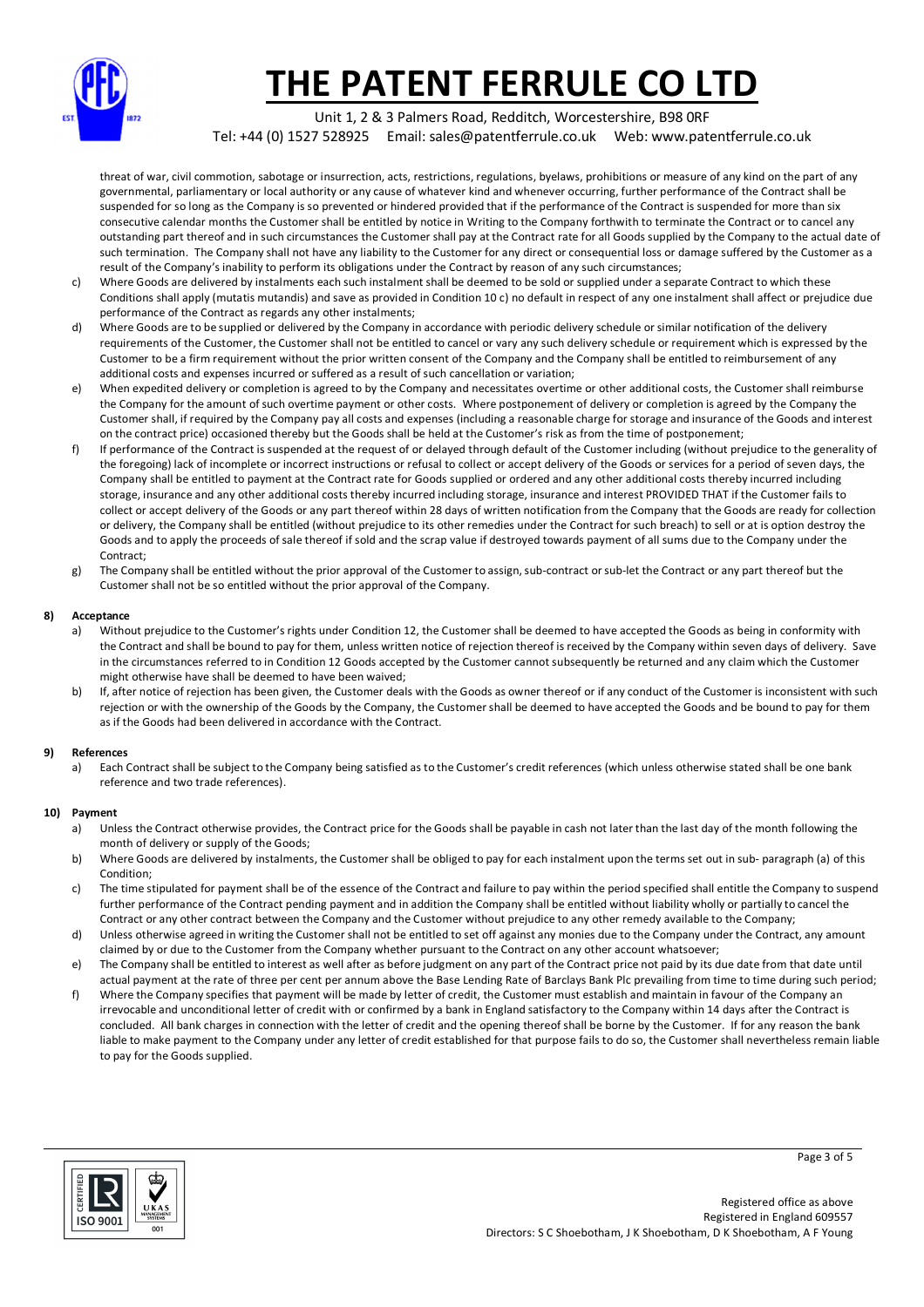threat of war, civil commotion, sabotage or insurrection, acts, restrictions, regulations, byelaws, prohibitions or measure of any kind on the part of any governmental, parliamentary or local authority or any cause of whatever kind and whenever occurring, further performance of the Contract shall be suspended for so long as the Company is so prevented or hindered provided that if the performance of the Contract is suspended for more than six consecutive calendar months the Customer shall be entitled by notice in Writing to the Company forthwith to terminate the Contract or to cancel any outstanding part thereof and in such circumstances the Customer shall pay at the Contract rate for all Goods supplied by the Company to the actual date of such termination. The Company shall not have any liability to the Customer for any direct or consequential loss or damage suffered by the Customer as a result of the Company's inability to perform its obligations under the Contract by reason of any such circumstances;

c) Where Goods are delivered by instalments each such instalment shall be deemed to be sold or supplied under a separate Contract to which these Conditions shall apply (mutatis mutandis) and save as provided in Condition 10 c) no default in respect of any one instalment shall affect or prejudice due performance of the Contract as regards any other instalments;

d) Where Goods are to be supplied or delivered by the Company in accordance with periodic delivery schedule or similar notification of the delivery requirements of the Customer, the Customer shall not be entitled to cancel or vary any such delivery schedule or requirement which is expressed by the Customer to be a firm requirement without the prior written consent of the Company and the Company shall be entitled to reimbursement of any additional costs and expenses incurred or suffered as a result of such cancellation or variation;

e) When expedited delivery or completion is agreed to by the Company and necessitates overtime or other additional costs, the Customer shall reimburse the Company for the amount of such overtime payment or other costs. Where postponement of delivery or completion is agreed by the Company the Customer shall, if required by the Company pay all costs and expenses (including a reasonable charge for storage and insurance of the Goods and interest on the contract price) occasioned thereby but the Goods shall be held at the Customer's risk as from the time of postponement;

f) If performance of the Contract is suspended at the request of or delayed through default of the Customer including (without prejudice to the generality of the foregoing) lack of incomplete or incorrect instructions or refusal to collect or accept delivery of the Goods or services for a period of seven days, the Company shall be entitled to payment at the Contract rate for Goods supplied or ordered and any other additional costs thereby incurred including storage, insurance and any other additional costs thereby incurred including storage, insurance and interest PROVIDED THAT if the Customer fails to collect or accept delivery of the Goods or any part thereof within 28 days of written notification from the Company that the Goods are ready for collection or delivery, the Company shall be entitled (without prejudice to its other remedies under the Contract for such breach) to sell or at is option destroy the Goods and to apply the proceeds of sale thereof if sold and the scrap value if destroyed towards payment of all sums due to the Company under the Contract;

g) The Company shall be entitled without the prior approval of the Customer to assign, sub-contract or sub-let the Contract or any part thereof but the Customer shall not be so entitled without the prior approval of the Company.

**8) Acceptance**

a) Without prejudice to the Customer's rights under Condition 12, the Customer shall be deemed to have accepted the Goods as being in conformity with the Contract and shall be bound to pay for them, unless written notice of rejection thereof is received by the Company within seven days of delivery. Save in the circumstances referred to in Condition 12 Goods accepted by the Customer cannot subsequently be returned and any claim which the Customer might otherwise have shall be deemed to have been waived;

b) If, after notice of rejection has been given, the Customer deals with the Goods as owner thereof or if any conduct of the Customer is inconsistent with such rejection or with the ownership of the Goods by the Company, the Customer shall be deemed to have accepted the Goods and be bound to pay for them as if the Goods had been delivered in accordance with the Contract.

**9) References**

a) Each Contract shall be subject to the Company being satisfied as to the Customer's credit references (which unless otherwise stated shall be one bank reference and two trade references).

**10) Payment**

a) Unless the Contract otherwise provides, the Contract price for the Goods shall be payable in cash not later than the last day of the month following the month of delivery or supply of the Goods;

b) Where Goods are delivered by instalments, the Customer shall be obliged to pay for each instalment upon the terms set out in sub- paragraph (a) of this Condition;

c) The time stipulated for payment shall be of the essence of the Contract and failure to pay within the period specified shall entitle the Company to suspend further performance of the Contract pending payment and in addition the Company shall be entitled without liability wholly or partially to cancel the Contract or any other contract between the Company and the Customer without prejudice to any other remedy available to the Company;

d) Unless otherwise agreed in writing the Customer shall not be entitled to set off against any monies due to the Company under the Contract, any amount claimed by or due to the Customer from the Company whether pursuant to the Contract on any other account whatsoever;

e) The Company shall be entitled to interest as well after as before judgment on any part of the Contract price not paid by its due date from that date until actual payment at the rate of three per cent per annum above the Base Lending Rate of Barclays Bank Plc prevailing from time to time during such period;

f) Where the Company specifies that payment will be made by letter of credit, the Customer must establish and maintain in favour of the Company an irrevocable and unconditional letter of credit with or confirmed by a bank in England satisfactory to the Company within 14 days after the Contract is concluded. All bank charges in connection with the letter of credit and the opening thereof shall be borne by the Customer. If for any reason the bank liable to make payment to the Company under any letter of credit established for that purpose fails to do so, the Customer shall nevertheless remain liable to pay for the Goods supplied.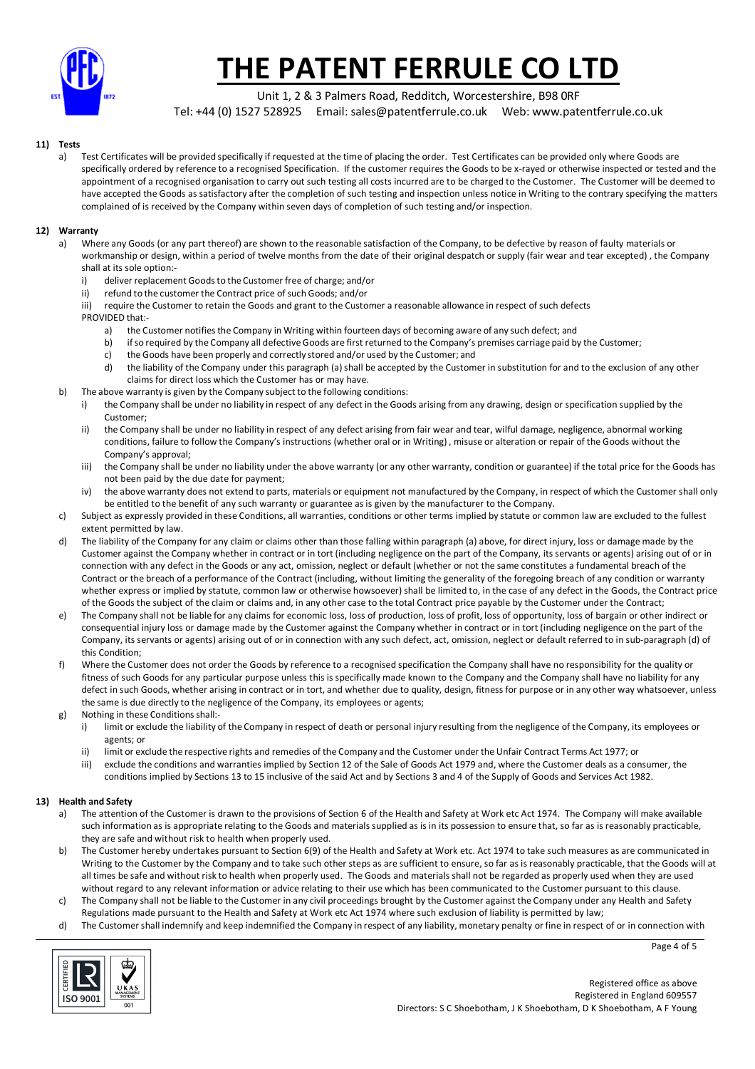#### 11) Tests

a) Test Certificates will be provided specifically if requested at the time of placing the order. Test Certificates can be provided only where Goods are specifically ordered by reference to a recognised Specification. If the customer requires the Goods to be x-rayed or otherwise inspected or tested and the appointment of a recognised organisation to carry out such testing all costs incurred are to be charged to the Customer. The Customer will be deemed to have accepted the Goods as satisfactory after the completion of such testing and inspection unless notice in Writing to the contrary specifying the matters complained of is received by the Company within seven days of completion of such testing and/or inspection.

#### 12) Warranty

a) Where any Goods (or any part thereof) are shown to the reasonable satisfaction of the Company, to be defective by reason of faulty materials or workmanship or design, within a period of twelve months from the date of their original despatch or supply (fair wear and tear excepted) , the Company shall at its sole option:-
   - i) deliver replacement Goods to the Customer free of charge; and/or
   - ii) refund to the customer the Contract price of such Goods; and/or
   - iii) require the Customer to retain the Goods and grant to the Customer a reasonable allowance in respect of such defects

   PROVIDED that:-
   - a) the Customer notifies the Company in Writing within fourteen days of becoming aware of any such defect; and
   - b) if so required by the Company all defective Goods are first returned to the Company's premises carriage paid by the Customer;
   - c) the Goods have been properly and correctly stored and/or used by the Customer; and
   - d) the liability of the Company under this paragraph (a) shall be accepted by the Customer in substitution for and to the exclusion of any other claims for direct loss which the Customer has or may have.

b) The above warranty is given by the Company subject to the following conditions:
   - i) the Company shall be under no liability in respect of any defect in the Goods arising from any drawing, design or specification supplied by the Customer;
   - ii) the Company shall be under no liability in respect of any defect arising from fair wear and tear, wilful damage, negligence, abnormal working conditions, failure to follow the Company's instructions (whether oral or in Writing) , misuse or alteration or repair of the Goods without the Company's approval;
   - iii) the Company shall be under no liability under the above warranty (or any other warranty, condition or guarantee) if the total price for the Goods has not been paid by the due date for payment;
   - iv) the above warranty does not extend to parts, materials or equipment not manufactured by the Company, in respect of which the Customer shall only be entitled to the benefit of any such warranty or guarantee as is given by the manufacturer to the Company.

c) Subject as expressly provided in these Conditions, all warranties, conditions or other terms implied by statute or common law are excluded to the fullest extent permitted by law.

d) The liability of the Company for any claim or claims other than those falling within paragraph (a) above, for direct injury, loss or damage made by the Customer against the Company whether in contract or in tort (including negligence on the part of the Company, its servants or agents) arising out of or in connection with any defect in the Goods or any act, omission, neglect or default (whether or not the same constitutes a fundamental breach of the Contract or the breach of a performance of the Contract (including, without limiting the generality of the foregoing breach of any condition or warranty whether express or implied by statute, common law or otherwise howsoever) shall be limited to, in the case of any defect in the Goods, the Contract price of the Goods the subject of the claim or claims and, in any other case to the total Contract price payable by the Customer under the Contract;

e) The Company shall not be liable for any claims for economic loss, loss of production, loss of profit, loss of opportunity, loss of bargain or other indirect or consequential injury loss or damage made by the Customer against the Company whether in contract or in tort (including negligence on the part of the Company, its servants or agents) arising out of or in connection with any such defect, act, omission, neglect or default referred to in sub-paragraph (d) of this Condition;

f) Where the Customer does not order the Goods by reference to a recognised specification the Company shall have no responsibility for the quality or fitness of such Goods for any particular purpose unless this is specifically made known to the Company and the Company shall have no liability for any defect in such Goods, whether arising in contract or in tort, and whether due to quality, design, fitness for purpose or in any other way whatsoever, unless the same is due directly to the negligence of the Company, its employees or agents;

g) Nothing in these Conditions shall:-
   - i) limit or exclude the liability of the Company in respect of death or personal injury resulting from the negligence of the Company, its employees or agents; or
   - ii) limit or exclude the respective rights and remedies of the Company and the Customer under the Unfair Contract Terms Act 1977; or
   - iii) exclude the conditions and warranties implied by Section 12 of the Sale of Goods Act 1979 and, where the Customer deals as a consumer, the conditions implied by Sections 13 to 15 inclusive of the said Act and by Sections 3 and 4 of the Supply of Goods and Services Act 1982.

#### 13) Health and Safety

a) The attention of the Customer is drawn to the provisions of Section 6 of the Health and Safety at Work etc Act 1974. The Company will make available such information as is appropriate relating to the Goods and materials supplied as is in its possession to ensure that, so far as is reasonably practicable, they are safe and without risk to health when properly used.

b) The Customer hereby undertakes pursuant to Section 6(9) of the Health and Safety at Work etc. Act 1974 to take such measures as are communicated in Writing to the Customer by the Company and to take such other steps as are sufficient to ensure, so far as is reasonably practicable, that the Goods will at all times be safe and without risk to health when properly used. The Goods and materials shall not be regarded as properly used when they are used without regard to any relevant information or advice relating to their use which has been communicated to the Customer pursuant to this clause.

c) The Company shall not be liable to the Customer in any civil proceedings brought by the Customer against the Company under any Health and Safety Regulations made pursuant to the Health and Safety at Work etc Act 1974 where such exclusion of liability is permitted by law;

d) The Customer shall indemnify and keep indemnified the Company in respect of any liability, monetary penalty or fine in respect of or in connection with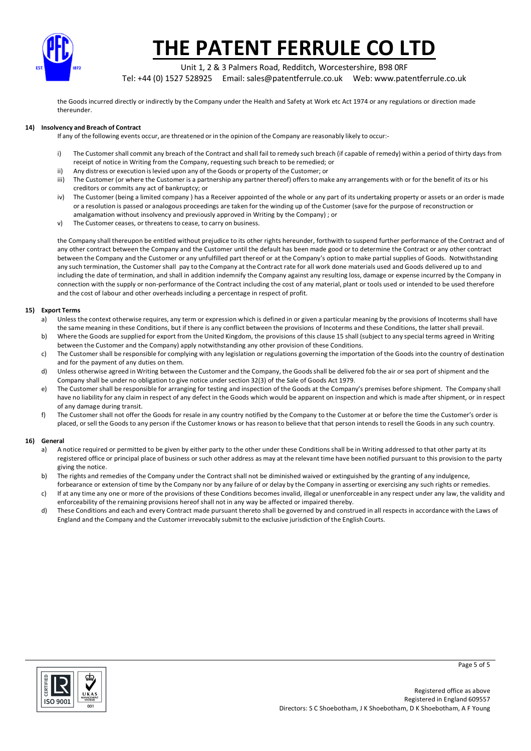the Goods incurred directly or indirectly by the Company under the Health and Safety at Work etc Act 1974 or any regulations or direction made thereunder.

**14) Insolvency and Breach of Contract**

If any of the following events occur, are threatened or in the opinion of the Company are reasonably likely to occur:-

i) The Customer shall commit any breach of the Contract and shall fail to remedy such breach (if capable of remedy) within a period of thirty days from receipt of notice in Writing from the Company, requesting such breach to be remedied; or

ii) Any distress or execution is levied upon any of the Goods or property of the Customer; or

iii) The Customer (or where the Customer is a partnership any partner thereof) offers to make any arrangements with or for the benefit of its or his creditors or commits any act of bankruptcy; or

iv) The Customer (being a limited company ) has a Receiver appointed of the whole or any part of its undertaking property or assets or an order is made or a resolution is passed or analogous proceedings are taken for the winding up of the Customer (save for the purpose of reconstruction or amalgamation without insolvency and previously approved in Writing by the Company) ; or

v) The Customer ceases, or threatens to cease, to carry on business.

the Company shall thereupon be entitled without prejudice to its other rights hereunder, forthwith to suspend further performance of the Contract and of any other contract between the Company and the Customer until the default has been made good or to determine the Contract or any other contract between the Company and the Customer or any unfulfilled part thereof or at the Company's option to make partial supplies of Goods. Notwithstanding any such termination, the Customer shall pay to the Company at the Contract rate for all work done materials used and Goods delivered up to and including the date of termination, and shall in addition indemnify the Company against any resulting loss, damage or expense incurred by the Company in connection with the supply or non-performance of the Contract including the cost of any material, plant or tools used or intended to be used therefore and the cost of labour and other overheads including a percentage in respect of profit.

**15) Export Terms**

a) Unless the context otherwise requires, any term or expression which is defined in or given a particular meaning by the provisions of Incoterms shall have the same meaning in these Conditions, but if there is any conflict between the provisions of Incoterms and these Conditions, the latter shall prevail.

b) Where the Goods are supplied for export from the United Kingdom, the provisions of this clause 15 shall (subject to any special terms agreed in Writing between the Customer and the Company) apply notwithstanding any other provision of these Conditions.

c) The Customer shall be responsible for complying with any legislation or regulations governing the importation of the Goods into the country of destination and for the payment of any duties on them.

d) Unless otherwise agreed in Writing between the Customer and the Company, the Goods shall be delivered fob the air or sea port of shipment and the Company shall be under no obligation to give notice under section 32(3) of the Sale of Goods Act 1979.

e) The Customer shall be responsible for arranging for testing and inspection of the Goods at the Company's premises before shipment. The Company shall have no liability for any claim in respect of any defect in the Goods which would be apparent on inspection and which is made after shipment, or in respect of any damage during transit.

f) The Customer shall not offer the Goods for resale in any country notified by the Company to the Customer at or before the time the Customer's order is placed, or sell the Goods to any person if the Customer knows or has reason to believe that that person intends to resell the Goods in any such country.

**16) General**

a) A notice required or permitted to be given by either party to the other under these Conditions shall be in Writing addressed to that other party at its registered office or principal place of business or such other address as may at the relevant time have been notified pursuant to this provision to the party giving the notice.

b) The rights and remedies of the Company under the Contract shall not be diminished waived or extinguished by the granting of any indulgence, forbearance or extension of time by the Company nor by any failure of or delay by the Company in asserting or exercising any such rights or remedies.

c) If at any time any one or more of the provisions of these Conditions becomes invalid, illegal or unenforceable in any respect under any law, the validity and enforceability of the remaining provisions hereof shall not in any way be affected or impaired thereby.

d) These Conditions and each and every Contract made pursuant thereto shall be governed by and construed in all respects in accordance with the Laws of England and the Company and the Customer irrevocably submit to the exclusive jurisdiction of the English Courts.